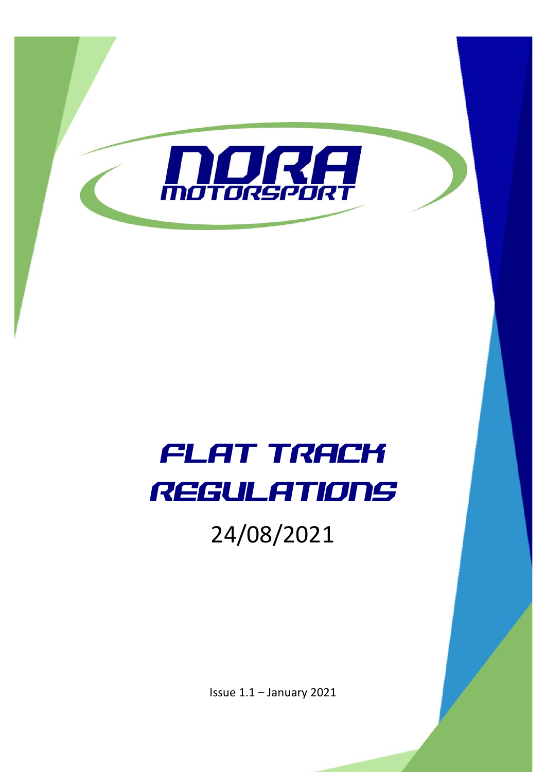NORA MOTORSPORT

# FLAT TRACK REGULATIONS

24/08/2021

Issue 1.1 – January 2021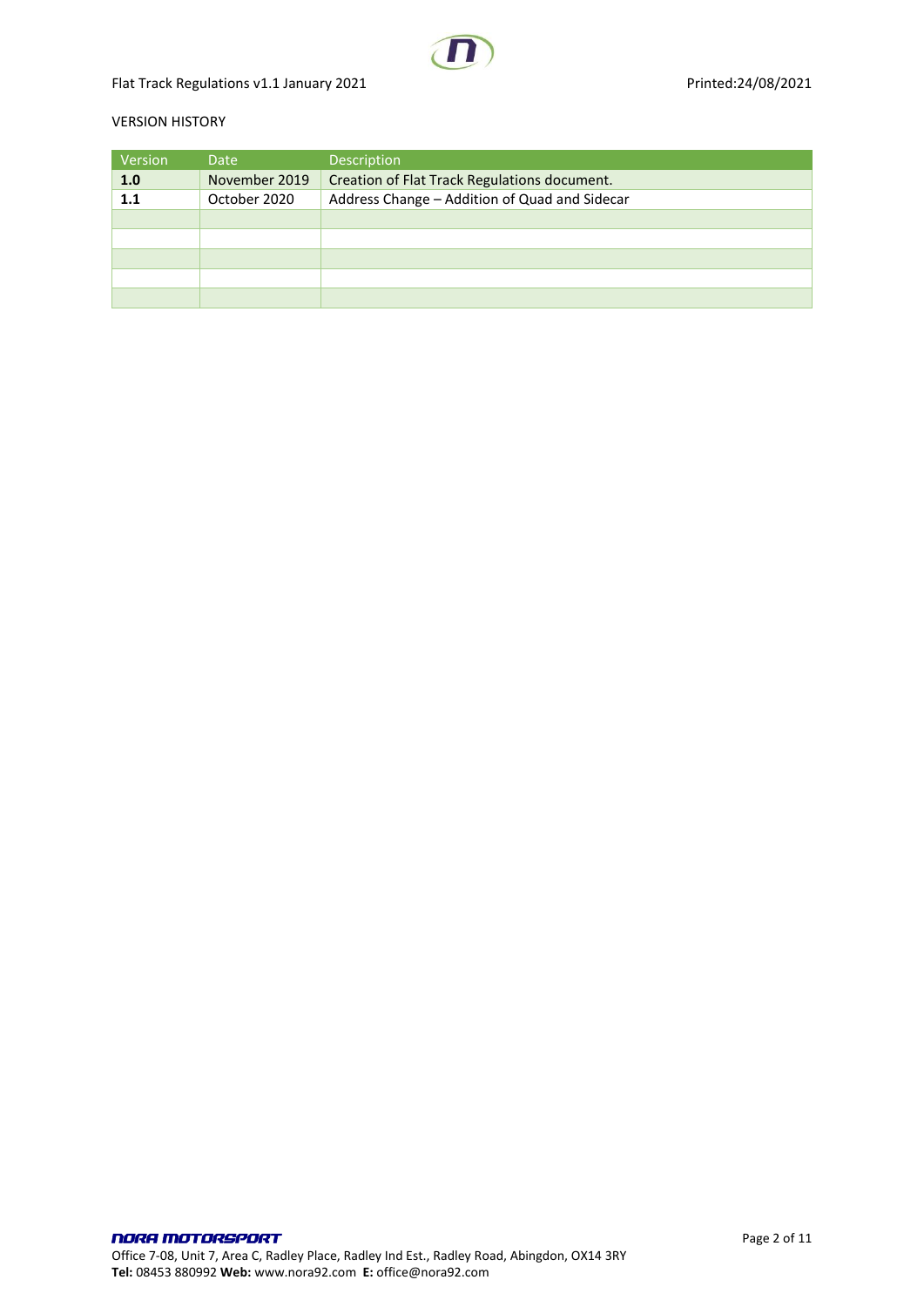VERSION HISTORY

| Version | Date | Description |
|---|---|---|
| **1.0** | November 2019 | Creation of Flat Track Regulations document. |
| **1.1** | October 2020 | Address Change – Addition of Quad and Sidecar |
| | | |
| | | |
| | | |
| | | |
| | | |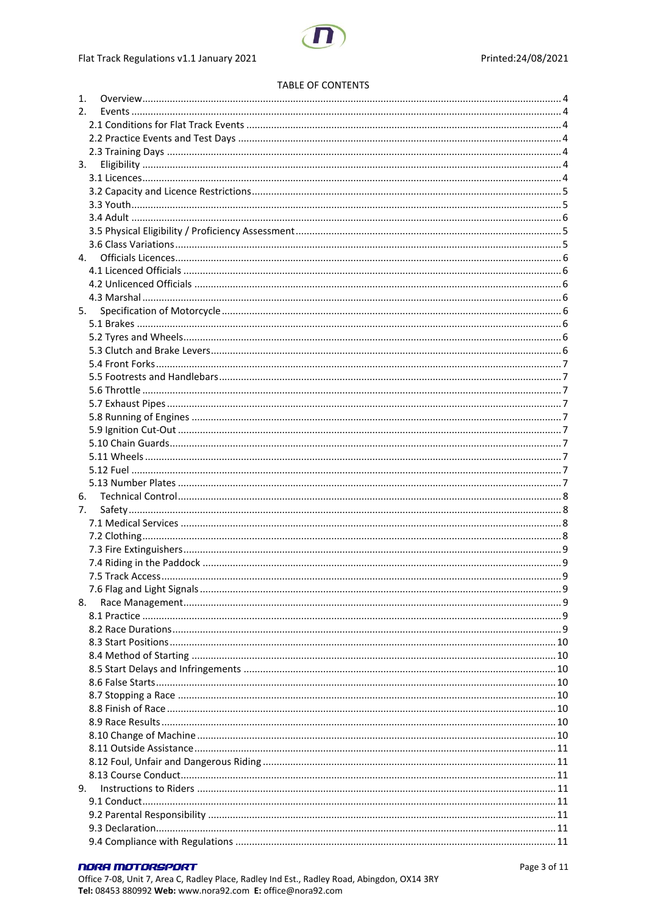TABLE OF CONTENTS

1. Overview ........ 4
2. Events ........ 4
   - 2.1 Conditions for Flat Track Events ........ 4
   - 2.2 Practice Events and Test Days ........ 4
   - 2.3 Training Days ........ 4
3. Eligibility ........ 4
   - 3.1 Licences ........ 4
   - 3.2 Capacity and Licence Restrictions ........ 5
   - 3.3 Youth ........ 5
   - 3.4 Adult ........ 6
   - 3.5 Physical Eligibility / Proficiency Assessment ........ 5
   - 3.6 Class Variations ........ 5
4. Officials Licences ........ 6
   - 4.1 Licenced Officials ........ 6
   - 4.2 Unlicenced Officials ........ 6
   - 4.3 Marshal ........ 6
5. Specification of Motorcycle ........ 6
   - 5.1 Brakes ........ 6
   - 5.2 Tyres and Wheels ........ 6
   - 5.3 Clutch and Brake Levers ........ 6
   - 5.4 Front Forks ........ 7
   - 5.5 Footrests and Handlebars ........ 7
   - 5.6 Throttle ........ 7
   - 5.7 Exhaust Pipes ........ 7
   - 5.8 Running of Engines ........ 7
   - 5.9 Ignition Cut-Out ........ 7
   - 5.10 Chain Guards ........ 7
   - 5.11 Wheels ........ 7
   - 5.12 Fuel ........ 7
   - 5.13 Number Plates ........ 7
6. Technical Control ........ 8
7. Safety ........ 8
   - 7.1 Medical Services ........ 8
   - 7.2 Clothing ........ 8
   - 7.3 Fire Extinguishers ........ 9
   - 7.4 Riding in the Paddock ........ 9
   - 7.5 Track Access ........ 9
   - 7.6 Flag and Light Signals ........ 9
8. Race Management ........ 9
   - 8.1 Practice ........ 9
   - 8.2 Race Durations ........ 9
   - 8.3 Start Positions ........ 10
   - 8.4 Method of Starting ........ 10
   - 8.5 Start Delays and Infringements ........ 10
   - 8.6 False Starts ........ 10
   - 8.7 Stopping a Race ........ 10
   - 8.8 Finish of Race ........ 10
   - 8.9 Race Results ........ 10
   - 8.10 Change of Machine ........ 10
   - 8.11 Outside Assistance ........ 11
   - 8.12 Foul, Unfair and Dangerous Riding ........ 11
   - 8.13 Course Conduct ........ 11
9. Instructions to Riders ........ 11
   - 9.1 Conduct ........ 11
   - 9.2 Parental Responsibility ........ 11
   - 9.3 Declaration ........ 11
   - 9.4 Compliance with Regulations ........ 11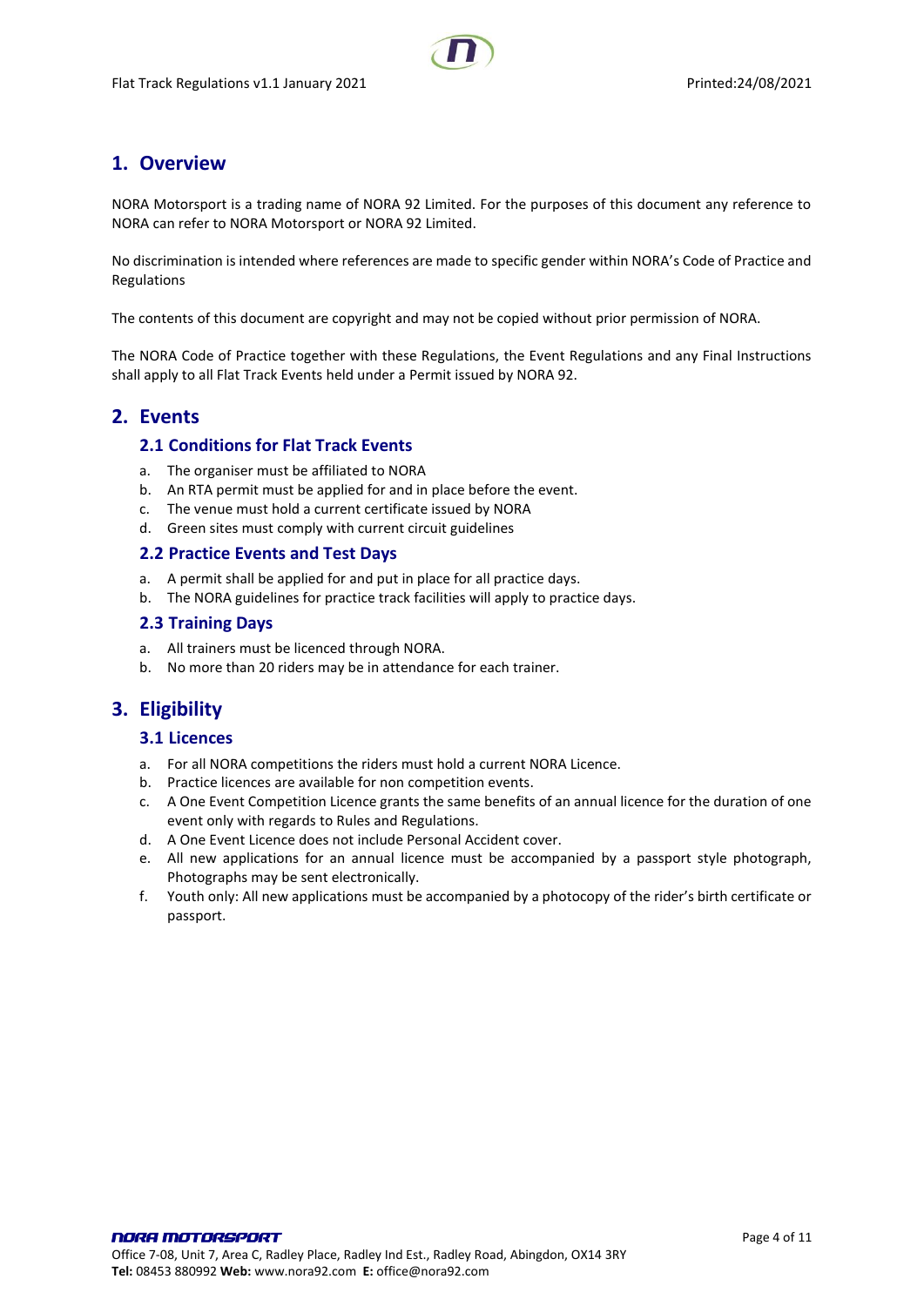## 1. Overview

NORA Motorsport is a trading name of NORA 92 Limited. For the purposes of this document any reference to NORA can refer to NORA Motorsport or NORA 92 Limited.

No discrimination is intended where references are made to specific gender within NORA's Code of Practice and Regulations

The contents of this document are copyright and may not be copied without prior permission of NORA.

The NORA Code of Practice together with these Regulations, the Event Regulations and any Final Instructions shall apply to all Flat Track Events held under a Permit issued by NORA 92.

## 2. Events

### 2.1 Conditions for Flat Track Events

a. The organiser must be affiliated to NORA
b. An RTA permit must be applied for and in place before the event.
c. The venue must hold a current certificate issued by NORA
d. Green sites must comply with current circuit guidelines

### 2.2 Practice Events and Test Days

a. A permit shall be applied for and put in place for all practice days.
b. The NORA guidelines for practice track facilities will apply to practice days.

### 2.3 Training Days

a. All trainers must be licenced through NORA.
b. No more than 20 riders may be in attendance for each trainer.

## 3. Eligibility

### 3.1 Licences

a. For all NORA competitions the riders must hold a current NORA Licence.
b. Practice licences are available for non competition events.
c. A One Event Competition Licence grants the same benefits of an annual licence for the duration of one event only with regards to Rules and Regulations.
d. A One Event Licence does not include Personal Accident cover.
e. All new applications for an annual licence must be accompanied by a passport style photograph, Photographs may be sent electronically.
f. Youth only: All new applications must be accompanied by a photocopy of the rider's birth certificate or passport.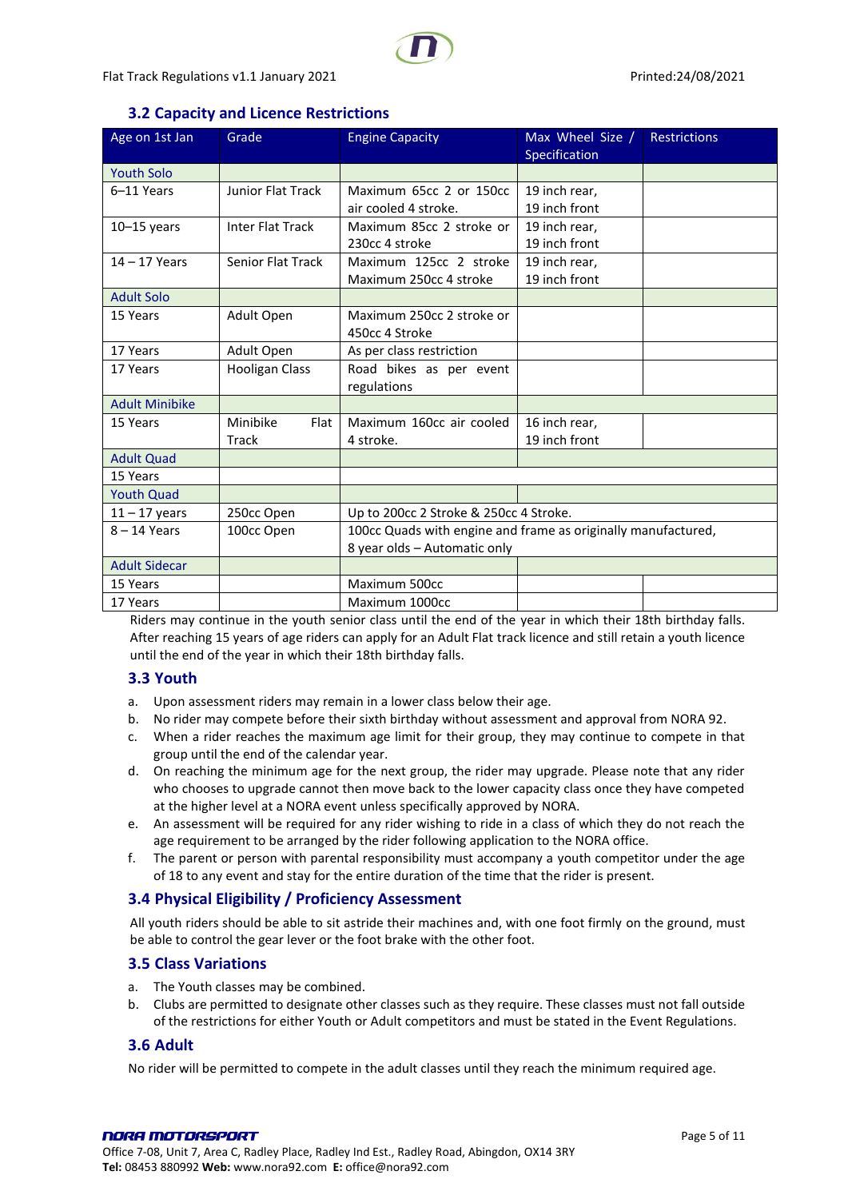## 3.2 Capacity and Licence Restrictions

| Age on 1st Jan | Grade | Engine Capacity | Max Wheel Size / Specification | Restrictions |
|---|---|---|---|---|
| Youth Solo | | | | |
| 6–11 Years | Junior Flat Track | Maximum 65cc 2 or 150cc air cooled 4 stroke. | 19 inch rear, 19 inch front | |
| 10–15 years | Inter Flat Track | Maximum 85cc 2 stroke or 230cc 4 stroke | 19 inch rear, 19 inch front | |
| 14 – 17 Years | Senior Flat Track | Maximum 125cc 2 stroke Maximum 250cc 4 stroke | 19 inch rear, 19 inch front | |
| Adult Solo | | | | |
| 15 Years | Adult Open | Maximum 250cc 2 stroke or 450cc 4 Stroke | | |
| 17 Years | Adult Open | As per class restriction | | |
| 17 Years | Hooligan Class | Road bikes as per event regulations | | |
| Adult Minibike | | | | |
| 15 Years | Minibike Flat Track | Maximum 160cc air cooled 4 stroke. | 16 inch rear, 19 inch front | |
| Adult Quad | | | | |
| 15 Years | | | | |
| Youth Quad | | | | |
| 11 – 17 years | 250cc Open | Up to 200cc 2 Stroke & 250cc 4 Stroke. | | |
| 8 – 14 Years | 100cc Open | 100cc Quads with engine and frame as originally manufactured, 8 year olds – Automatic only | | |
| Adult Sidecar | | | | |
| 15 Years | | Maximum 500cc | | |
| 17 Years | | Maximum 1000cc | | |

Riders may continue in the youth senior class until the end of the year in which their 18th birthday falls. After reaching 15 years of age riders can apply for an Adult Flat track licence and still retain a youth licence until the end of the year in which their 18th birthday falls.

## 3.3 Youth

a. Upon assessment riders may remain in a lower class below their age.
b. No rider may compete before their sixth birthday without assessment and approval from NORA 92.
c. When a rider reaches the maximum age limit for their group, they may continue to compete in that group until the end of the calendar year.
d. On reaching the minimum age for the next group, the rider may upgrade. Please note that any rider who chooses to upgrade cannot then move back to the lower capacity class once they have competed at the higher level at a NORA event unless specifically approved by NORA.
e. An assessment will be required for any rider wishing to ride in a class of which they do not reach the age requirement to be arranged by the rider following application to the NORA office.
f. The parent or person with parental responsibility must accompany a youth competitor under the age of 18 to any event and stay for the entire duration of the time that the rider is present.

## 3.4 Physical Eligibility / Proficiency Assessment

All youth riders should be able to sit astride their machines and, with one foot firmly on the ground, must be able to control the gear lever or the foot brake with the other foot.

## 3.5 Class Variations

a. The Youth classes may be combined.
b. Clubs are permitted to designate other classes such as they require. These classes must not fall outside of the restrictions for either Youth or Adult competitors and must be stated in the Event Regulations.

## 3.6 Adult

No rider will be permitted to compete in the adult classes until they reach the minimum required age.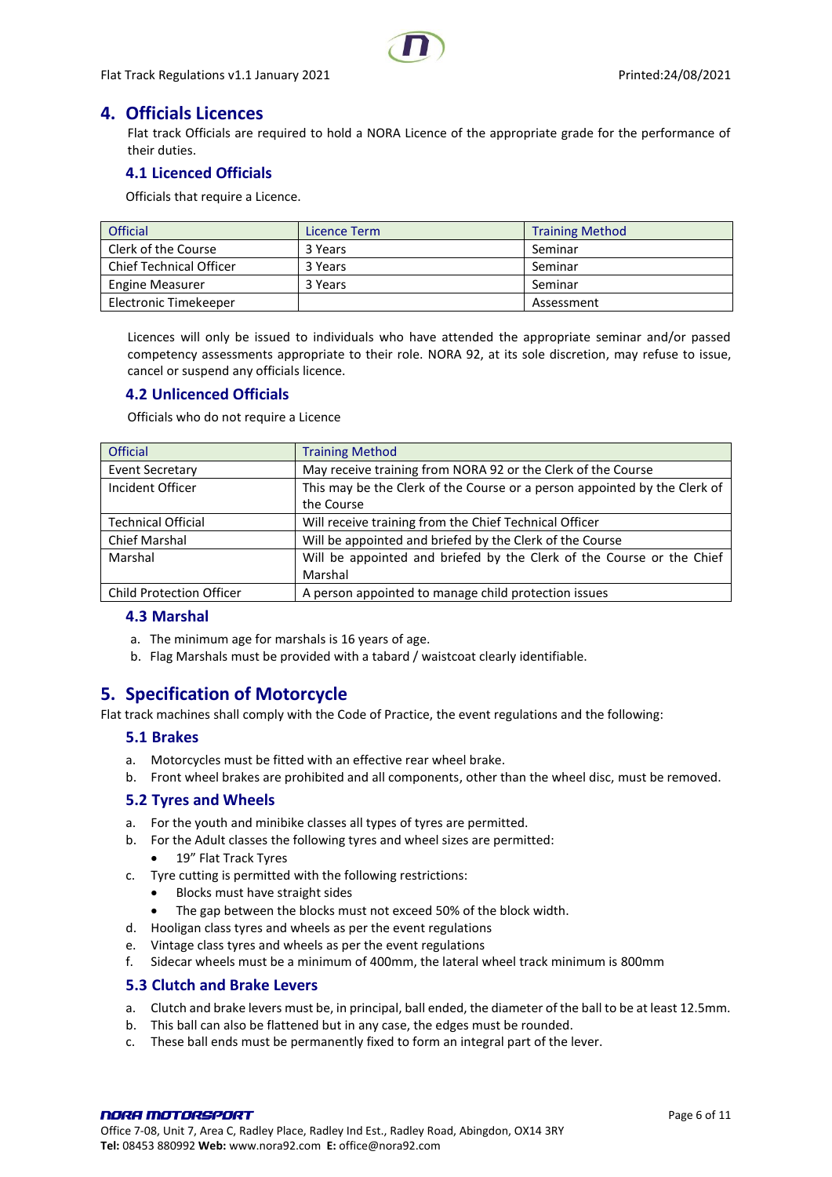## 4. Officials Licences

Flat track Officials are required to hold a NORA Licence of the appropriate grade for the performance of their duties.

### 4.1 Licenced Officials

Officials that require a Licence.

| Official | Licence Term | Training Method |
|---|---|---|
| Clerk of the Course | 3 Years | Seminar |
| Chief Technical Officer | 3 Years | Seminar |
| Engine Measurer | 3 Years | Seminar |
| Electronic Timekeeper | | Assessment |

Licences will only be issued to individuals who have attended the appropriate seminar and/or passed competency assessments appropriate to their role. NORA 92, at its sole discretion, may refuse to issue, cancel or suspend any officials licence.

### 4.2 Unlicenced Officials

Officials who do not require a Licence

| Official | Training Method |
|---|---|
| Event Secretary | May receive training from NORA 92 or the Clerk of the Course |
| Incident Officer | This may be the Clerk of the Course or a person appointed by the Clerk of the Course |
| Technical Official | Will receive training from the Chief Technical Officer |
| Chief Marshal | Will be appointed and briefed by the Clerk of the Course |
| Marshal | Will be appointed and briefed by the Clerk of the Course or the Chief Marshal |
| Child Protection Officer | A person appointed to manage child protection issues |

### 4.3 Marshal

a. The minimum age for marshals is 16 years of age.
b. Flag Marshals must be provided with a tabard / waistcoat clearly identifiable.

## 5. Specification of Motorcycle

Flat track machines shall comply with the Code of Practice, the event regulations and the following:

### 5.1 Brakes

a. Motorcycles must be fitted with an effective rear wheel brake.
b. Front wheel brakes are prohibited and all components, other than the wheel disc, must be removed.

### 5.2 Tyres and Wheels

a. For the youth and minibike classes all types of tyres are permitted.
b. For the Adult classes the following tyres and wheel sizes are permitted:
   - 19" Flat Track Tyres
c. Tyre cutting is permitted with the following restrictions:
   - Blocks must have straight sides
   - The gap between the blocks must not exceed 50% of the block width.
d. Hooligan class tyres and wheels as per the event regulations
e. Vintage class tyres and wheels as per the event regulations
f. Sidecar wheels must be a minimum of 400mm, the lateral wheel track minimum is 800mm

### 5.3 Clutch and Brake Levers

a. Clutch and brake levers must be, in principal, ball ended, the diameter of the ball to be at least 12.5mm.
b. This ball can also be flattened but in any case, the edges must be rounded.
c. These ball ends must be permanently fixed to form an integral part of the lever.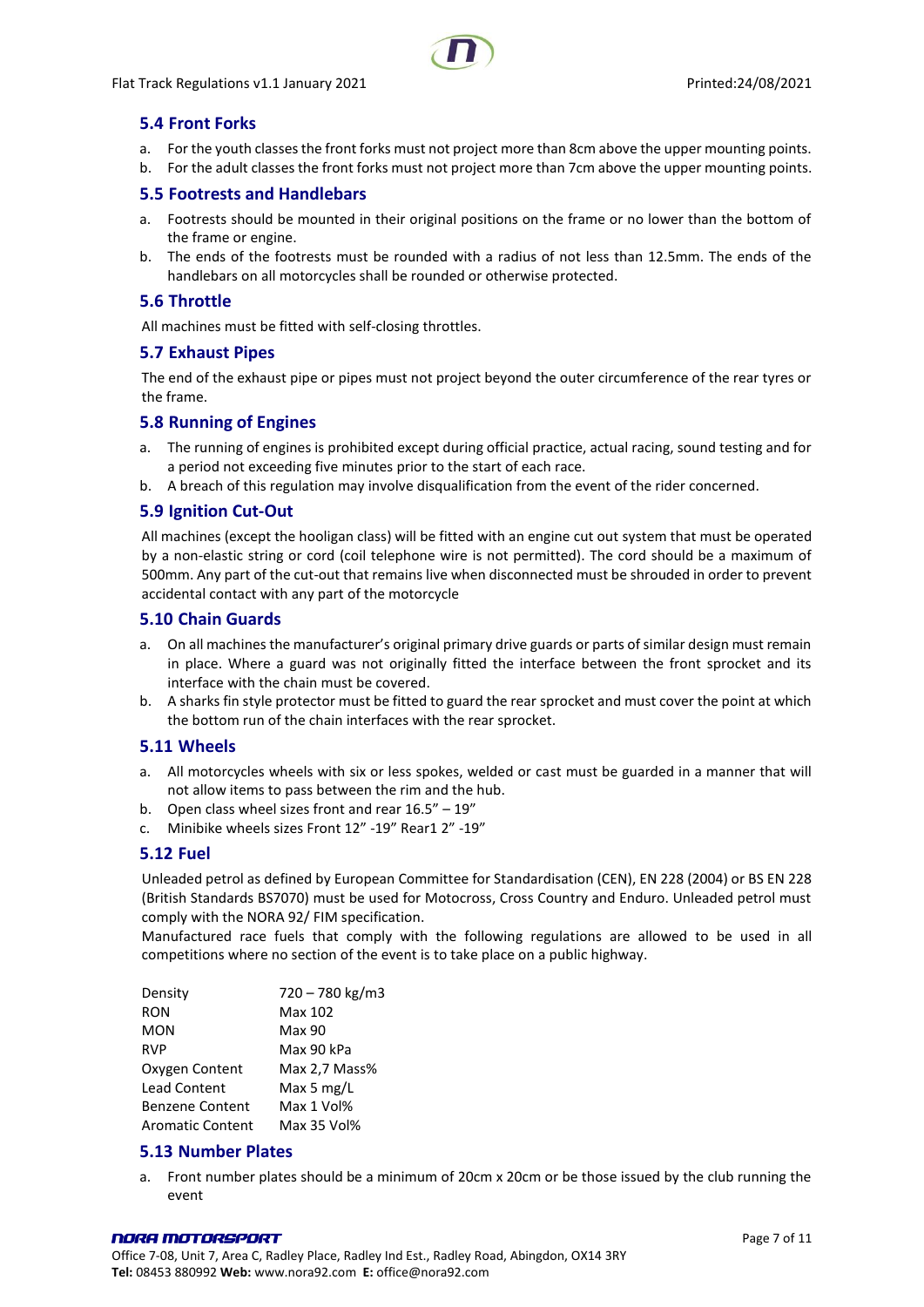## 5.4 Front Forks

a. For the youth classes the front forks must not project more than 8cm above the upper mounting points.
b. For the adult classes the front forks must not project more than 7cm above the upper mounting points.

## 5.5 Footrests and Handlebars

a. Footrests should be mounted in their original positions on the frame or no lower than the bottom of the frame or engine.
b. The ends of the footrests must be rounded with a radius of not less than 12.5mm. The ends of the handlebars on all motorcycles shall be rounded or otherwise protected.

## 5.6 Throttle

All machines must be fitted with self-closing throttles.

## 5.7 Exhaust Pipes

The end of the exhaust pipe or pipes must not project beyond the outer circumference of the rear tyres or the frame.

## 5.8 Running of Engines

a. The running of engines is prohibited except during official practice, actual racing, sound testing and for a period not exceeding five minutes prior to the start of each race.
b. A breach of this regulation may involve disqualification from the event of the rider concerned.

## 5.9 Ignition Cut-Out

All machines (except the hooligan class) will be fitted with an engine cut out system that must be operated by a non-elastic string or cord (coil telephone wire is not permitted). The cord should be a maximum of 500mm. Any part of the cut-out that remains live when disconnected must be shrouded in order to prevent accidental contact with any part of the motorcycle

## 5.10 Chain Guards

a. On all machines the manufacturer's original primary drive guards or parts of similar design must remain in place. Where a guard was not originally fitted the interface between the front sprocket and its interface with the chain must be covered.
b. A sharks fin style protector must be fitted to guard the rear sprocket and must cover the point at which the bottom run of the chain interfaces with the rear sprocket.

## 5.11 Wheels

a. All motorcycles wheels with six or less spokes, welded or cast must be guarded in a manner that will not allow items to pass between the rim and the hub.
b. Open class wheel sizes front and rear 16.5" – 19"
c. Minibike wheels sizes Front 12" -19" Rear1 2" -19"

## 5.12 Fuel

Unleaded petrol as defined by European Committee for Standardisation (CEN), EN 228 (2004) or BS EN 228 (British Standards BS7070) must be used for Motocross, Cross Country and Enduro. Unleaded petrol must comply with the NORA 92/ FIM specification.

Manufactured race fuels that comply with the following regulations are allowed to be used in all competitions where no section of the event is to take place on a public highway.

| | |
|---|---|
| Density | 720 – 780 kg/m3 |
| RON | Max 102 |
| MON | Max 90 |
| RVP | Max 90 kPa |
| Oxygen Content | Max 2,7 Mass% |
| Lead Content | Max 5 mg/L |
| Benzene Content | Max 1 Vol% |
| Aromatic Content | Max 35 Vol% |

## 5.13 Number Plates

a. Front number plates should be a minimum of 20cm x 20cm or be those issued by the club running the event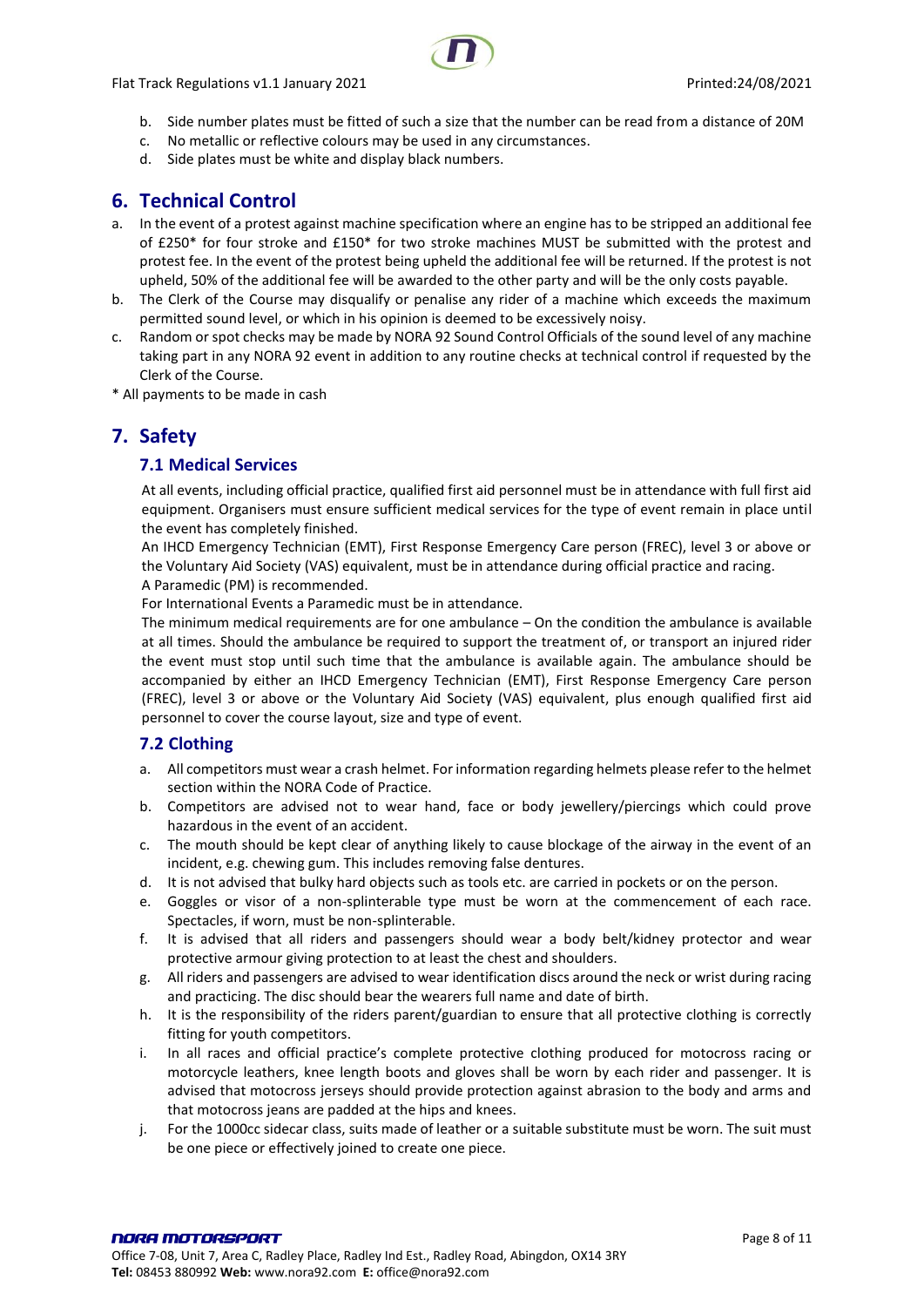b. Side number plates must be fitted of such a size that the number can be read from a distance of 20M
c. No metallic or reflective colours may be used in any circumstances.
d. Side plates must be white and display black numbers.

## 6. Technical Control

a. In the event of a protest against machine specification where an engine has to be stripped an additional fee of £250* for four stroke and £150* for two stroke machines MUST be submitted with the protest and protest fee. In the event of the protest being upheld the additional fee will be returned. If the protest is not upheld, 50% of the additional fee will be awarded to the other party and will be the only costs payable.
b. The Clerk of the Course may disqualify or penalise any rider of a machine which exceeds the maximum permitted sound level, or which in his opinion is deemed to be excessively noisy.
c. Random or spot checks may be made by NORA 92 Sound Control Officials of the sound level of any machine taking part in any NORA 92 event in addition to any routine checks at technical control if requested by the Clerk of the Course.

* All payments to be made in cash

## 7. Safety

### 7.1 Medical Services

At all events, including official practice, qualified first aid personnel must be in attendance with full first aid equipment. Organisers must ensure sufficient medical services for the type of event remain in place until the event has completely finished.

An IHCD Emergency Technician (EMT), First Response Emergency Care person (FREC), level 3 or above or the Voluntary Aid Society (VAS) equivalent, must be in attendance during official practice and racing.

A Paramedic (PM) is recommended.

For International Events a Paramedic must be in attendance.

The minimum medical requirements are for one ambulance – On the condition the ambulance is available at all times. Should the ambulance be required to support the treatment of, or transport an injured rider the event must stop until such time that the ambulance is available again. The ambulance should be accompanied by either an IHCD Emergency Technician (EMT), First Response Emergency Care person (FREC), level 3 or above or the Voluntary Aid Society (VAS) equivalent, plus enough qualified first aid personnel to cover the course layout, size and type of event.

### 7.2 Clothing

a. All competitors must wear a crash helmet. For information regarding helmets please refer to the helmet section within the NORA Code of Practice.
b. Competitors are advised not to wear hand, face or body jewellery/piercings which could prove hazardous in the event of an accident.
c. The mouth should be kept clear of anything likely to cause blockage of the airway in the event of an incident, e.g. chewing gum. This includes removing false dentures.
d. It is not advised that bulky hard objects such as tools etc. are carried in pockets or on the person.
e. Goggles or visor of a non-splinterable type must be worn at the commencement of each race. Spectacles, if worn, must be non-splinterable.
f. It is advised that all riders and passengers should wear a body belt/kidney protector and wear protective armour giving protection to at least the chest and shoulders.
g. All riders and passengers are advised to wear identification discs around the neck or wrist during racing and practicing. The disc should bear the wearers full name and date of birth.
h. It is the responsibility of the riders parent/guardian to ensure that all protective clothing is correctly fitting for youth competitors.
i. In all races and official practice's complete protective clothing produced for motocross racing or motorcycle leathers, knee length boots and gloves shall be worn by each rider and passenger. It is advised that motocross jerseys should provide protection against abrasion to the body and arms and that motocross jeans are padded at the hips and knees.
j. For the 1000cc sidecar class, suits made of leather or a suitable substitute must be worn. The suit must be one piece or effectively joined to create one piece.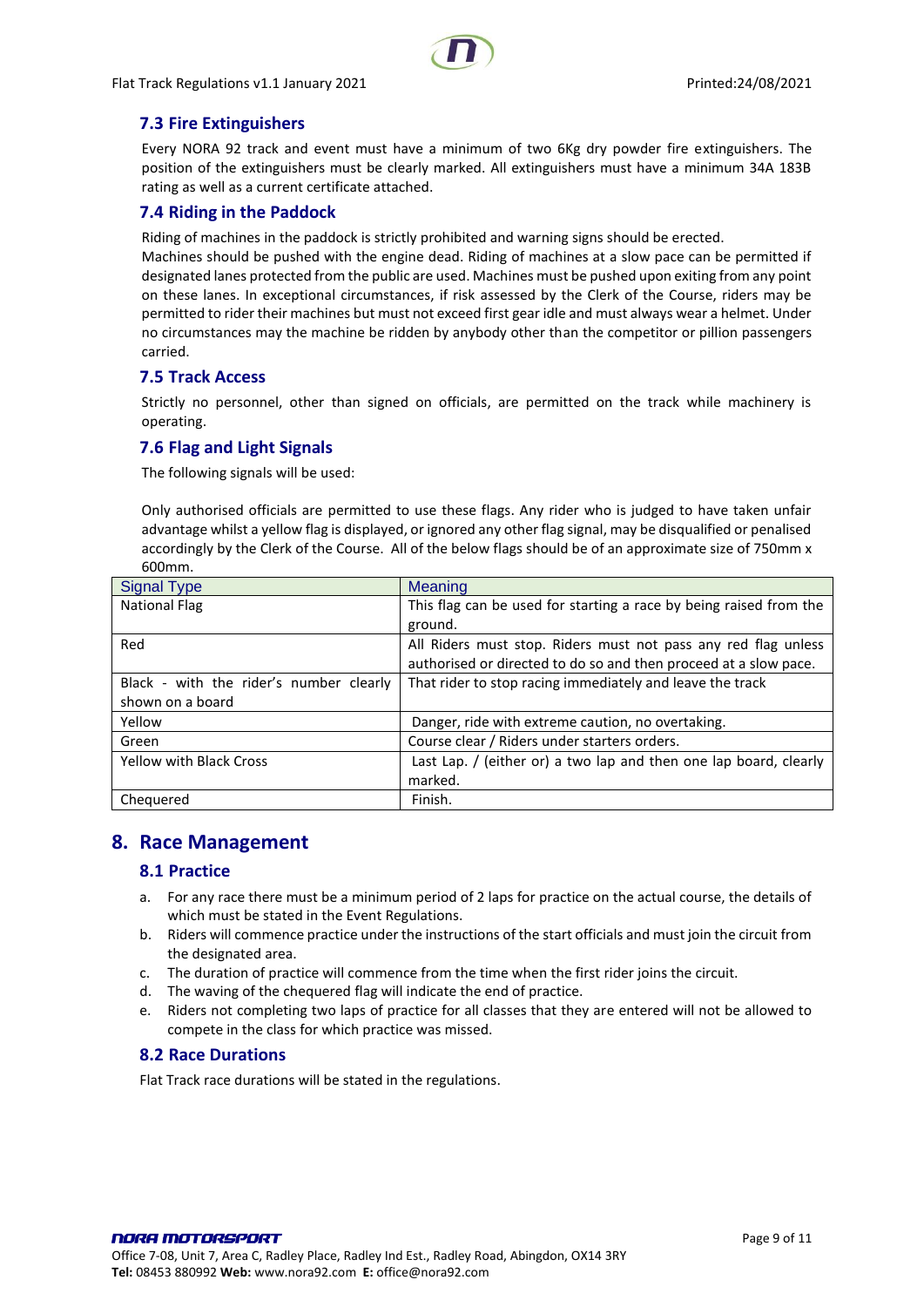### 7.3 Fire Extinguishers

Every NORA 92 track and event must have a minimum of two 6Kg dry powder fire extinguishers. The position of the extinguishers must be clearly marked. All extinguishers must have a minimum 34A 183B rating as well as a current certificate attached.

### 7.4 Riding in the Paddock

Riding of machines in the paddock is strictly prohibited and warning signs should be erected.
Machines should be pushed with the engine dead. Riding of machines at a slow pace can be permitted if designated lanes protected from the public are used. Machines must be pushed upon exiting from any point on these lanes. In exceptional circumstances, if risk assessed by the Clerk of the Course, riders may be permitted to rider their machines but must not exceed first gear idle and must always wear a helmet. Under no circumstances may the machine be ridden by anybody other than the competitor or pillion passengers carried.

### 7.5 Track Access

Strictly no personnel, other than signed on officials, are permitted on the track while machinery is operating.

### 7.6 Flag and Light Signals

The following signals will be used:

Only authorised officials are permitted to use these flags. Any rider who is judged to have taken unfair advantage whilst a yellow flag is displayed, or ignored any other flag signal, may be disqualified or penalised accordingly by the Clerk of the Course. All of the below flags should be of an approximate size of 750mm x 600mm.

| Signal Type | Meaning |
|---|---|
| National Flag | This flag can be used for starting a race by being raised from the ground. |
| Red | All Riders must stop. Riders must not pass any red flag unless authorised or directed to do so and then proceed at a slow pace. |
| Black - with the rider's number clearly shown on a board | That rider to stop racing immediately and leave the track |
| Yellow | Danger, ride with extreme caution, no overtaking. |
| Green | Course clear / Riders under starters orders. |
| Yellow with Black Cross | Last Lap. / (either or) a two lap and then one lap board, clearly marked. |
| Chequered | Finish. |

## 8. Race Management

### 8.1 Practice

a. For any race there must be a minimum period of 2 laps for practice on the actual course, the details of which must be stated in the Event Regulations.
b. Riders will commence practice under the instructions of the start officials and must join the circuit from the designated area.
c. The duration of practice will commence from the time when the first rider joins the circuit.
d. The waving of the chequered flag will indicate the end of practice.
e. Riders not completing two laps of practice for all classes that they are entered will not be allowed to compete in the class for which practice was missed.

### 8.2 Race Durations

Flat Track race durations will be stated in the regulations.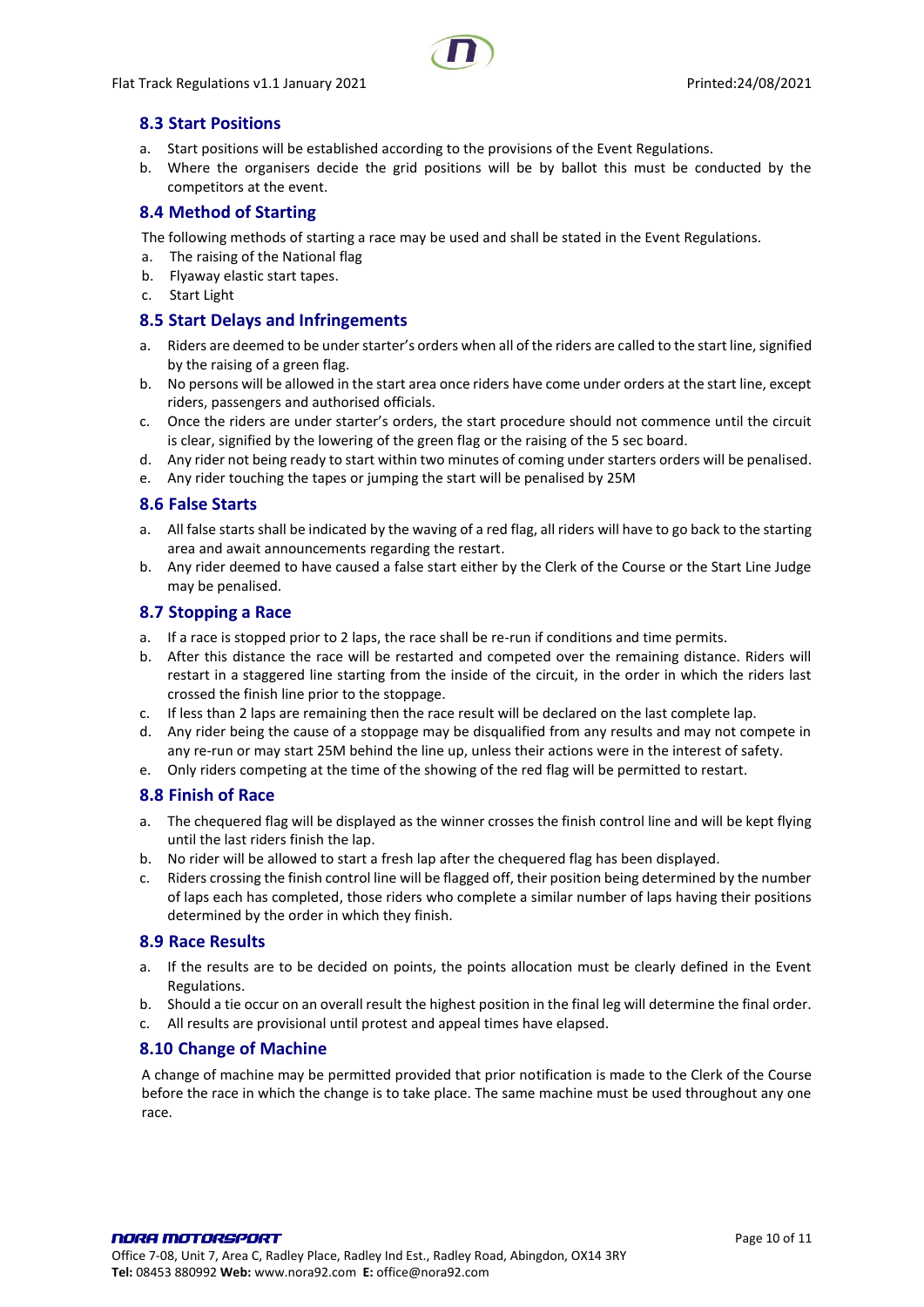### 8.3 Start Positions

a. Start positions will be established according to the provisions of the Event Regulations.
b. Where the organisers decide the grid positions will be by ballot this must be conducted by the competitors at the event.

### 8.4 Method of Starting

The following methods of starting a race may be used and shall be stated in the Event Regulations.

a. The raising of the National flag
b. Flyaway elastic start tapes.
c. Start Light

### 8.5 Start Delays and Infringements

a. Riders are deemed to be under starter's orders when all of the riders are called to the start line, signified by the raising of a green flag.
b. No persons will be allowed in the start area once riders have come under orders at the start line, except riders, passengers and authorised officials.
c. Once the riders are under starter's orders, the start procedure should not commence until the circuit is clear, signified by the lowering of the green flag or the raising of the 5 sec board.
d. Any rider not being ready to start within two minutes of coming under starters orders will be penalised.
e. Any rider touching the tapes or jumping the start will be penalised by 25M

### 8.6 False Starts

a. All false starts shall be indicated by the waving of a red flag, all riders will have to go back to the starting area and await announcements regarding the restart.
b. Any rider deemed to have caused a false start either by the Clerk of the Course or the Start Line Judge may be penalised.

### 8.7 Stopping a Race

a. If a race is stopped prior to 2 laps, the race shall be re-run if conditions and time permits.
b. After this distance the race will be restarted and competed over the remaining distance. Riders will restart in a staggered line starting from the inside of the circuit, in the order in which the riders last crossed the finish line prior to the stoppage.
c. If less than 2 laps are remaining then the race result will be declared on the last complete lap.
d. Any rider being the cause of a stoppage may be disqualified from any results and may not compete in any re-run or may start 25M behind the line up, unless their actions were in the interest of safety.
e. Only riders competing at the time of the showing of the red flag will be permitted to restart.

### 8.8 Finish of Race

a. The chequered flag will be displayed as the winner crosses the finish control line and will be kept flying until the last riders finish the lap.
b. No rider will be allowed to start a fresh lap after the chequered flag has been displayed.
c. Riders crossing the finish control line will be flagged off, their position being determined by the number of laps each has completed, those riders who complete a similar number of laps having their positions determined by the order in which they finish.

### 8.9 Race Results

a. If the results are to be decided on points, the points allocation must be clearly defined in the Event Regulations.
b. Should a tie occur on an overall result the highest position in the final leg will determine the final order.
c. All results are provisional until protest and appeal times have elapsed.

### 8.10 Change of Machine

A change of machine may be permitted provided that prior notification is made to the Clerk of the Course before the race in which the change is to take place. The same machine must be used throughout any one race.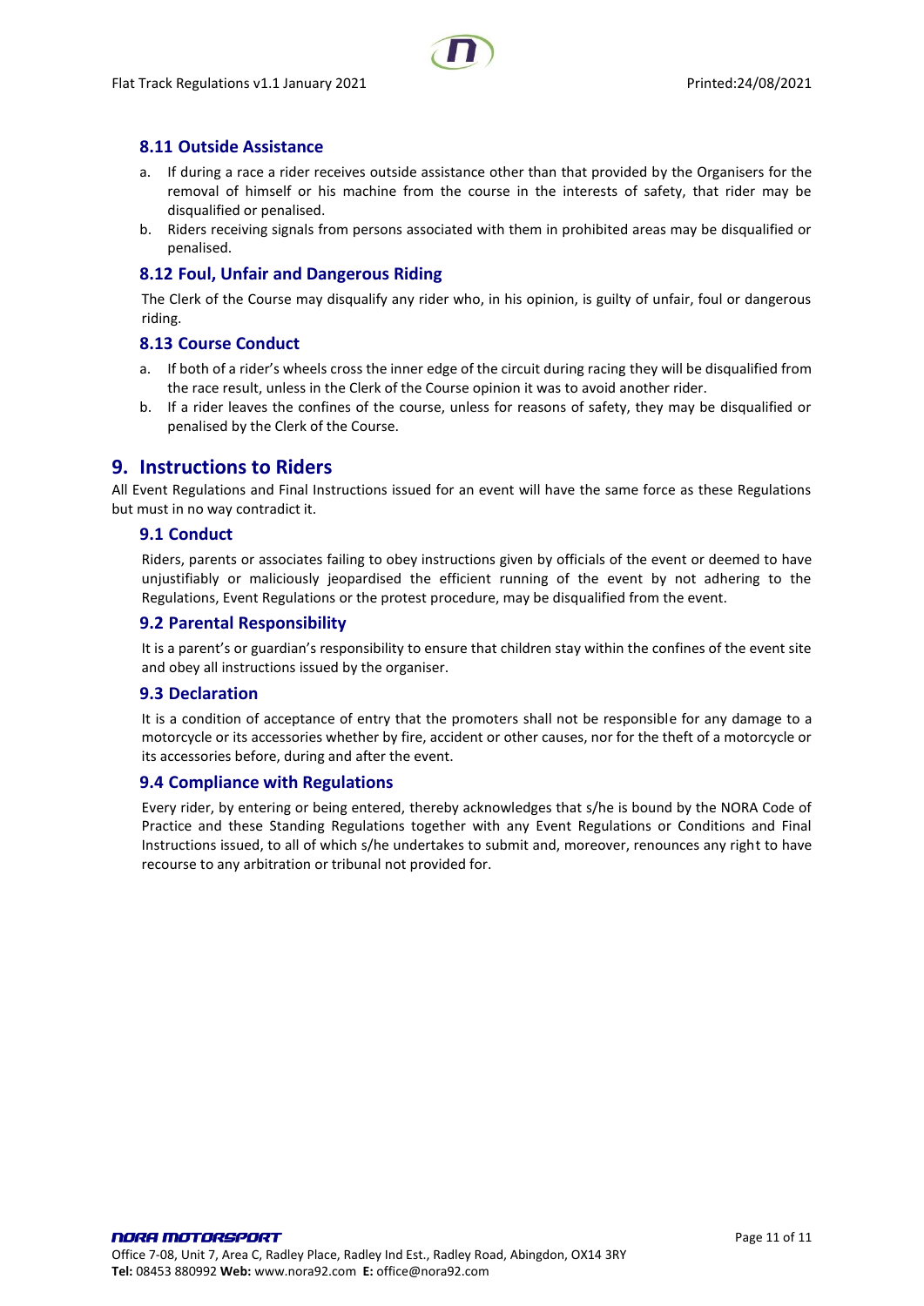### 8.11 Outside Assistance

a. If during a race a rider receives outside assistance other than that provided by the Organisers for the removal of himself or his machine from the course in the interests of safety, that rider may be disqualified or penalised.
b. Riders receiving signals from persons associated with them in prohibited areas may be disqualified or penalised.

### 8.12 Foul, Unfair and Dangerous Riding

The Clerk of the Course may disqualify any rider who, in his opinion, is guilty of unfair, foul or dangerous riding.

### 8.13 Course Conduct

a. If both of a rider's wheels cross the inner edge of the circuit during racing they will be disqualified from the race result, unless in the Clerk of the Course opinion it was to avoid another rider.
b. If a rider leaves the confines of the course, unless for reasons of safety, they may be disqualified or penalised by the Clerk of the Course.

## 9. Instructions to Riders

All Event Regulations and Final Instructions issued for an event will have the same force as these Regulations but must in no way contradict it.

### 9.1 Conduct

Riders, parents or associates failing to obey instructions given by officials of the event or deemed to have unjustifiably or maliciously jeopardised the efficient running of the event by not adhering to the Regulations, Event Regulations or the protest procedure, may be disqualified from the event.

### 9.2 Parental Responsibility

It is a parent's or guardian's responsibility to ensure that children stay within the confines of the event site and obey all instructions issued by the organiser.

### 9.3 Declaration

It is a condition of acceptance of entry that the promoters shall not be responsible for any damage to a motorcycle or its accessories whether by fire, accident or other causes, nor for the theft of a motorcycle or its accessories before, during and after the event.

### 9.4 Compliance with Regulations

Every rider, by entering or being entered, thereby acknowledges that s/he is bound by the NORA Code of Practice and these Standing Regulations together with any Event Regulations or Conditions and Final Instructions issued, to all of which s/he undertakes to submit and, moreover, renounces any right to have recourse to any arbitration or tribunal not provided for.